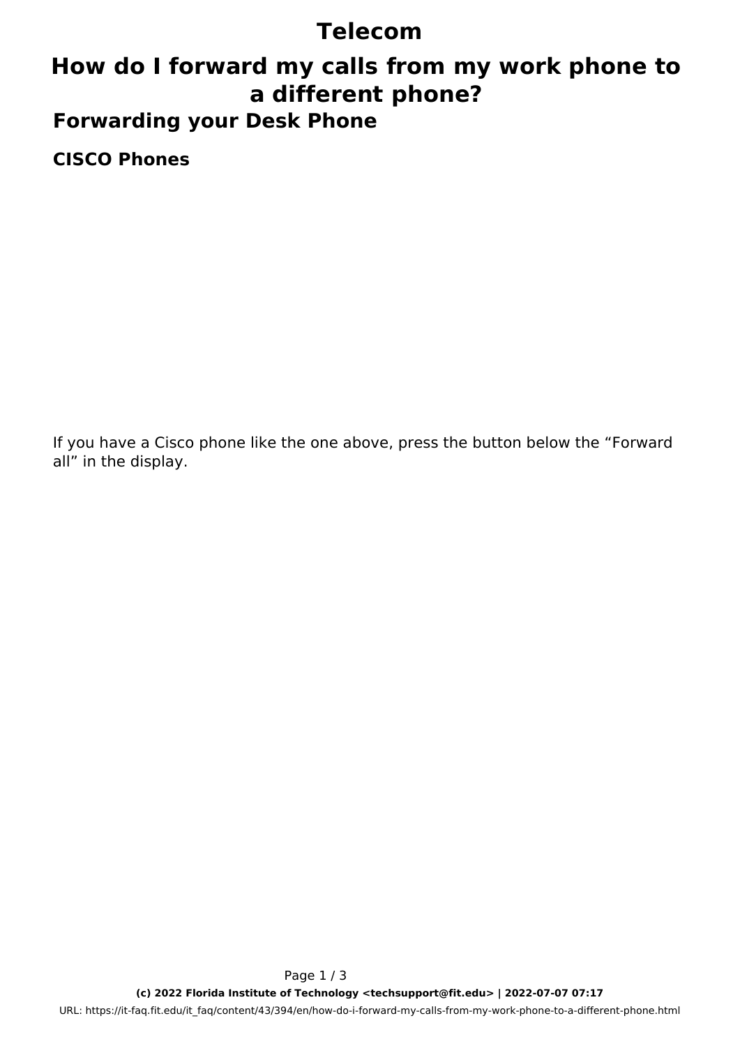# Telecom

# How do I forward my calls from my work phone to a different phone?

## Forwarding your Desk Phone

### CISCO Phones

If you have a Cisco phone like the one above, press the button below the “Forward all” in the display.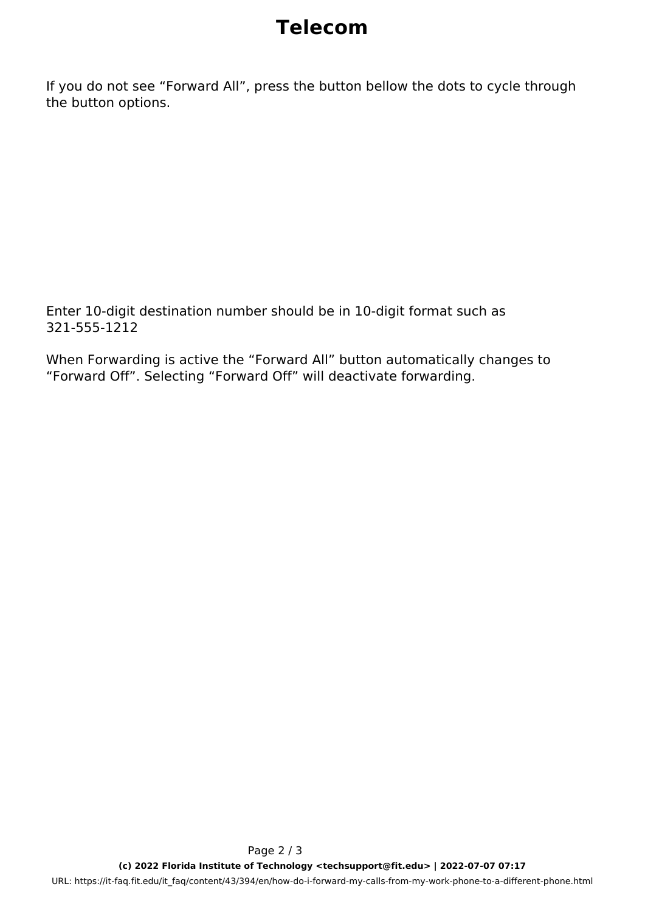If you do not see “Forward All”, press the button bellow the dots to cycle through the button options.

Enter 10-digit destination number should be in 10-digit format such as 321-555-1212

When Forwarding is active the “Forward All” button automatically changes to “Forward Off”. Selecting “Forward Off” will deactivate forwarding.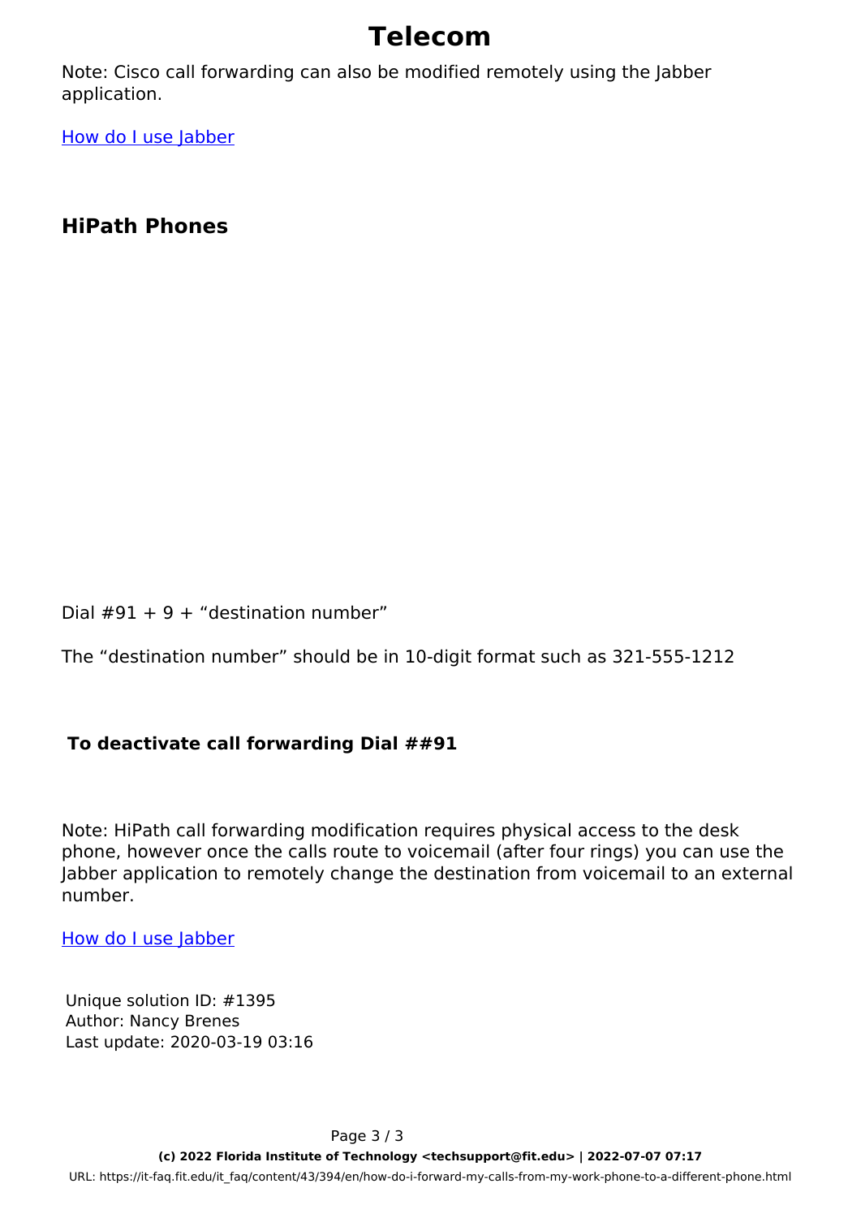Note: Cisco call forwarding can also be modified remotely using the Jabber application.

[How do I use Jabber]

## HiPath Phones

Dial #91 + 9 + “destination number”

The “destination number” should be in 10-digit format such as 321-555-1212

**To deactivate call forwarding Dial ##91**

Note: HiPath call forwarding modification requires physical access to the desk phone, however once the calls route to voicemail (after four rings) you can use the Jabber application to remotely change the destination from voicemail to an external number.

[How do I use Jabber]

Unique solution ID: #1395
Author: Nancy Brenes
Last update: 2020-03-19 03:16